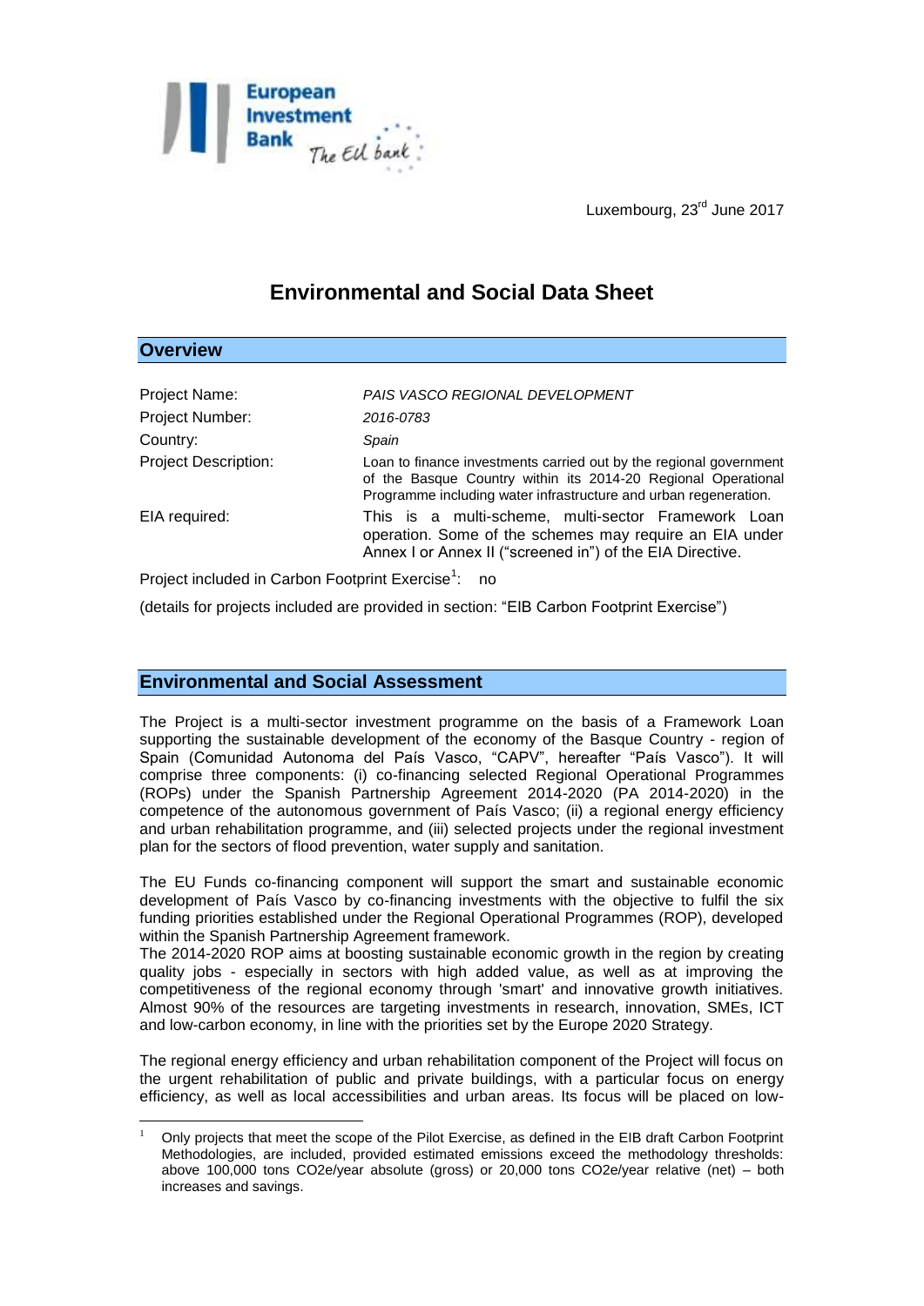Luxembourg, 23rd June 2017

# Environmental and Social Data Sheet

## Overview

| | |
|---|---|
| Project Name: | *PAIS VASCO REGIONAL DEVELOPMENT* |
| Project Number: | *2016-0783* |
| Country: | *Spain* |
| Project Description: | Loan to finance investments carried out by the regional government of the Basque Country within its 2014-20 Regional Operational Programme including water infrastructure and urban regeneration. |
| EIA required: | This is a multi-scheme, multi-sector Framework Loan operation. Some of the schemes may require an EIA under Annex I or Annex II ("screened in") of the EIA Directive. |

Project included in Carbon Footprint Exercise[1]: no

(details for projects included are provided in section: "EIB Carbon Footprint Exercise")

## Environmental and Social Assessment

The Project is a multi-sector investment programme on the basis of a Framework Loan supporting the sustainable development of the economy of the Basque Country - region of Spain (Comunidad Autonoma del País Vasco, "CAPV", hereafter "País Vasco"). It will comprise three components: (i) co-financing selected Regional Operational Programmes (ROPs) under the Spanish Partnership Agreement 2014-2020 (PA 2014-2020) in the competence of the autonomous government of País Vasco; (ii) a regional energy efficiency and urban rehabilitation programme, and (iii) selected projects under the regional investment plan for the sectors of flood prevention, water supply and sanitation.

The EU Funds co-financing component will support the smart and sustainable economic development of País Vasco by co-financing investments with the objective to fulfil the six funding priorities established under the Regional Operational Programmes (ROP), developed within the Spanish Partnership Agreement framework.
The 2014-2020 ROP aims at boosting sustainable economic growth in the region by creating quality jobs - especially in sectors with high added value, as well as at improving the competitiveness of the regional economy through 'smart' and innovative growth initiatives. Almost 90% of the resources are targeting investments in research, innovation, SMEs, ICT and low-carbon economy, in line with the priorities set by the Europe 2020 Strategy.

The regional energy efficiency and urban rehabilitation component of the Project will focus on the urgent rehabilitation of public and private buildings, with a particular focus on energy efficiency, as well as local accessibilities and urban areas. Its focus will be placed on low-

---

[1] Only projects that meet the scope of the Pilot Exercise, as defined in the EIB draft Carbon Footprint Methodologies, are included, provided estimated emissions exceed the methodology thresholds: above 100,000 tons CO2e/year absolute (gross) or 20,000 tons CO2e/year relative (net) – both increases and savings.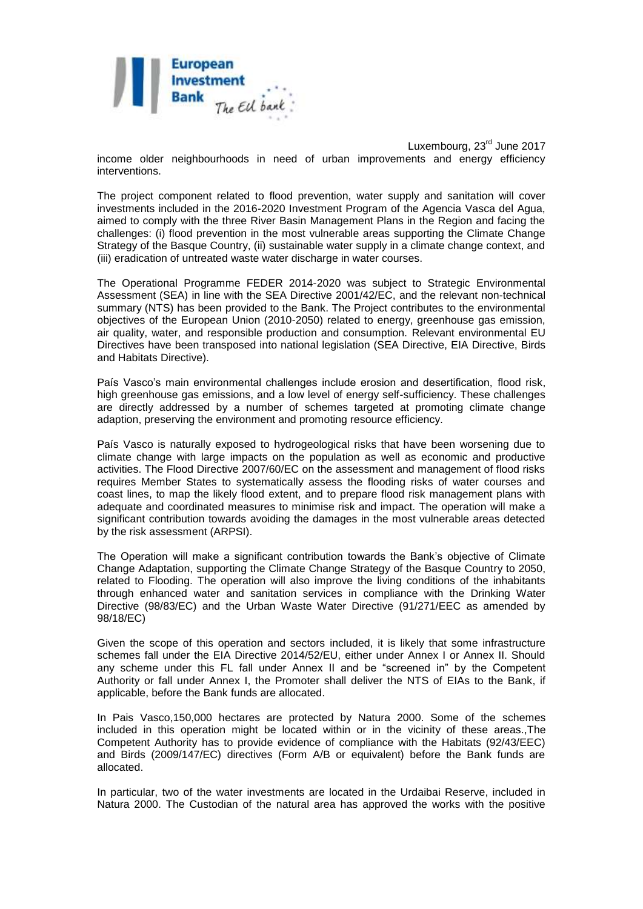income older neighbourhoods in need of urban improvements and energy efficiency interventions.

The project component related to flood prevention, water supply and sanitation will cover investments included in the 2016-2020 Investment Program of the Agencia Vasca del Agua, aimed to comply with the three River Basin Management Plans in the Region and facing the challenges: (i) flood prevention in the most vulnerable areas supporting the Climate Change Strategy of the Basque Country, (ii) sustainable water supply in a climate change context, and (iii) eradication of untreated waste water discharge in water courses.

The Operational Programme FEDER 2014-2020 was subject to Strategic Environmental Assessment (SEA) in line with the SEA Directive 2001/42/EC, and the relevant non-technical summary (NTS) has been provided to the Bank. The Project contributes to the environmental objectives of the European Union (2010-2050) related to energy, greenhouse gas emission, air quality, water, and responsible production and consumption. Relevant environmental EU Directives have been transposed into national legislation (SEA Directive, EIA Directive, Birds and Habitats Directive).

País Vasco's main environmental challenges include erosion and desertification, flood risk, high greenhouse gas emissions, and a low level of energy self-sufficiency. These challenges are directly addressed by a number of schemes targeted at promoting climate change adaption, preserving the environment and promoting resource efficiency.

País Vasco is naturally exposed to hydrogeological risks that have been worsening due to climate change with large impacts on the population as well as economic and productive activities. The Flood Directive 2007/60/EC on the assessment and management of flood risks requires Member States to systematically assess the flooding risks of water courses and coast lines, to map the likely flood extent, and to prepare flood risk management plans with adequate and coordinated measures to minimise risk and impact. The operation will make a significant contribution towards avoiding the damages in the most vulnerable areas detected by the risk assessment (ARPSI).

The Operation will make a significant contribution towards the Bank's objective of Climate Change Adaptation, supporting the Climate Change Strategy of the Basque Country to 2050, related to Flooding. The operation will also improve the living conditions of the inhabitants through enhanced water and sanitation services in compliance with the Drinking Water Directive (98/83/EC) and the Urban Waste Water Directive (91/271/EEC as amended by 98/18/EC)

Given the scope of this operation and sectors included, it is likely that some infrastructure schemes fall under the EIA Directive 2014/52/EU, either under Annex I or Annex II. Should any scheme under this FL fall under Annex II and be "screened in" by the Competent Authority or fall under Annex I, the Promoter shall deliver the NTS of EIAs to the Bank, if applicable, before the Bank funds are allocated.

In Pais Vasco,150,000 hectares are protected by Natura 2000. Some of the schemes included in this operation might be located within or in the vicinity of these areas.,The Competent Authority has to provide evidence of compliance with the Habitats (92/43/EEC) and Birds (2009/147/EC) directives (Form A/B or equivalent) before the Bank funds are allocated.

In particular, two of the water investments are located in the Urdaibai Reserve, included in Natura 2000. The Custodian of the natural area has approved the works with the positive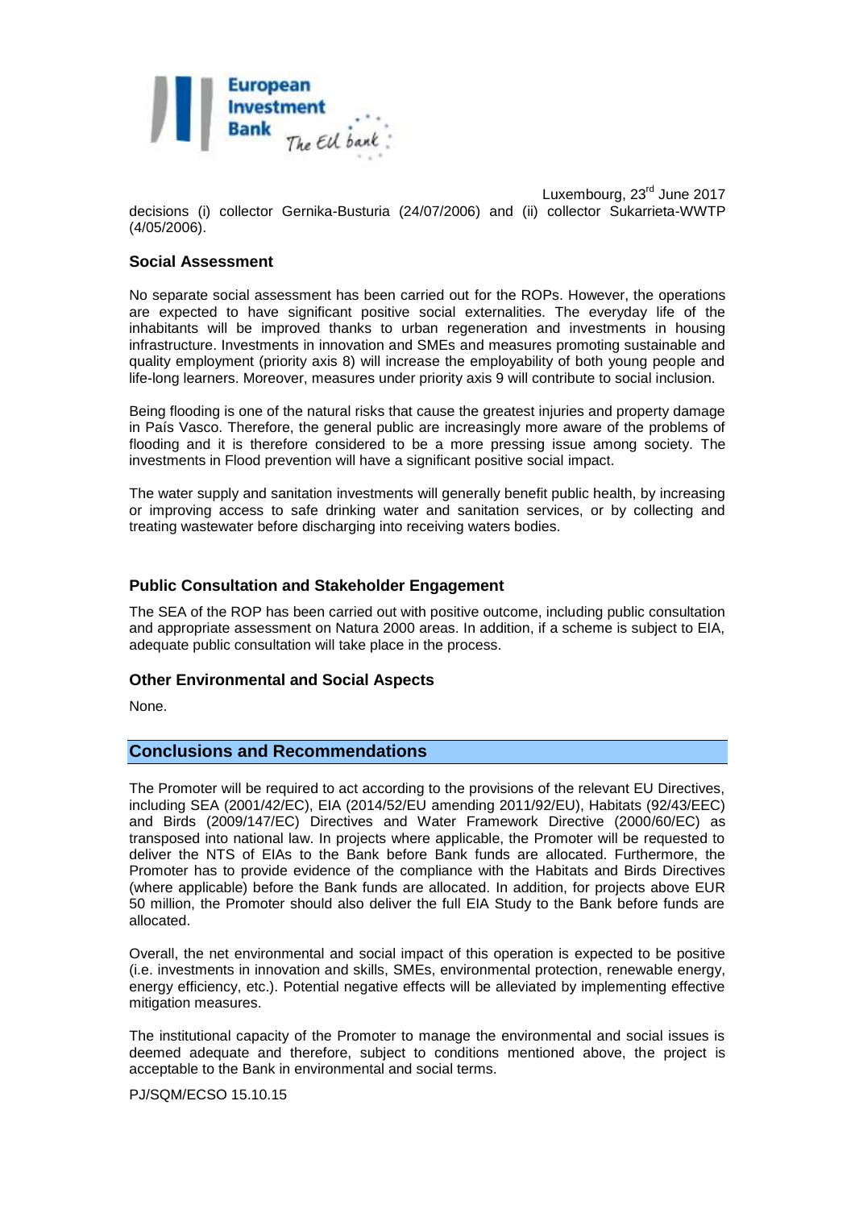decisions (i) collector Gernika-Busturia (24/07/2006) and (ii) collector Sukarrieta-WWTP (4/05/2006).

### Social Assessment

No separate social assessment has been carried out for the ROPs. However, the operations are expected to have significant positive social externalities. The everyday life of the inhabitants will be improved thanks to urban regeneration and investments in housing infrastructure. Investments in innovation and SMEs and measures promoting sustainable and quality employment (priority axis 8) will increase the employability of both young people and life-long learners. Moreover, measures under priority axis 9 will contribute to social inclusion.

Being flooding is one of the natural risks that cause the greatest injuries and property damage in País Vasco. Therefore, the general public are increasingly more aware of the problems of flooding and it is therefore considered to be a more pressing issue among society. The investments in Flood prevention will have a significant positive social impact.

The water supply and sanitation investments will generally benefit public health, by increasing or improving access to safe drinking water and sanitation services, or by collecting and treating wastewater before discharging into receiving waters bodies.

### Public Consultation and Stakeholder Engagement

The SEA of the ROP has been carried out with positive outcome, including public consultation and appropriate assessment on Natura 2000 areas. In addition, if a scheme is subject to EIA, adequate public consultation will take place in the process.

### Other Environmental and Social Aspects

None.

## Conclusions and Recommendations

The Promoter will be required to act according to the provisions of the relevant EU Directives, including SEA (2001/42/EC), EIA (2014/52/EU amending 2011/92/EU), Habitats (92/43/EEC) and Birds (2009/147/EC) Directives and Water Framework Directive (2000/60/EC) as transposed into national law. In projects where applicable, the Promoter will be requested to deliver the NTS of EIAs to the Bank before Bank funds are allocated. Furthermore, the Promoter has to provide evidence of the compliance with the Habitats and Birds Directives (where applicable) before the Bank funds are allocated. In addition, for projects above EUR 50 million, the Promoter should also deliver the full EIA Study to the Bank before funds are allocated.

Overall, the net environmental and social impact of this operation is expected to be positive (i.e. investments in innovation and skills, SMEs, environmental protection, renewable energy, energy efficiency, etc.). Potential negative effects will be alleviated by implementing effective mitigation measures.

The institutional capacity of the Promoter to manage the environmental and social issues is deemed adequate and therefore, subject to conditions mentioned above, the project is acceptable to the Bank in environmental and social terms.